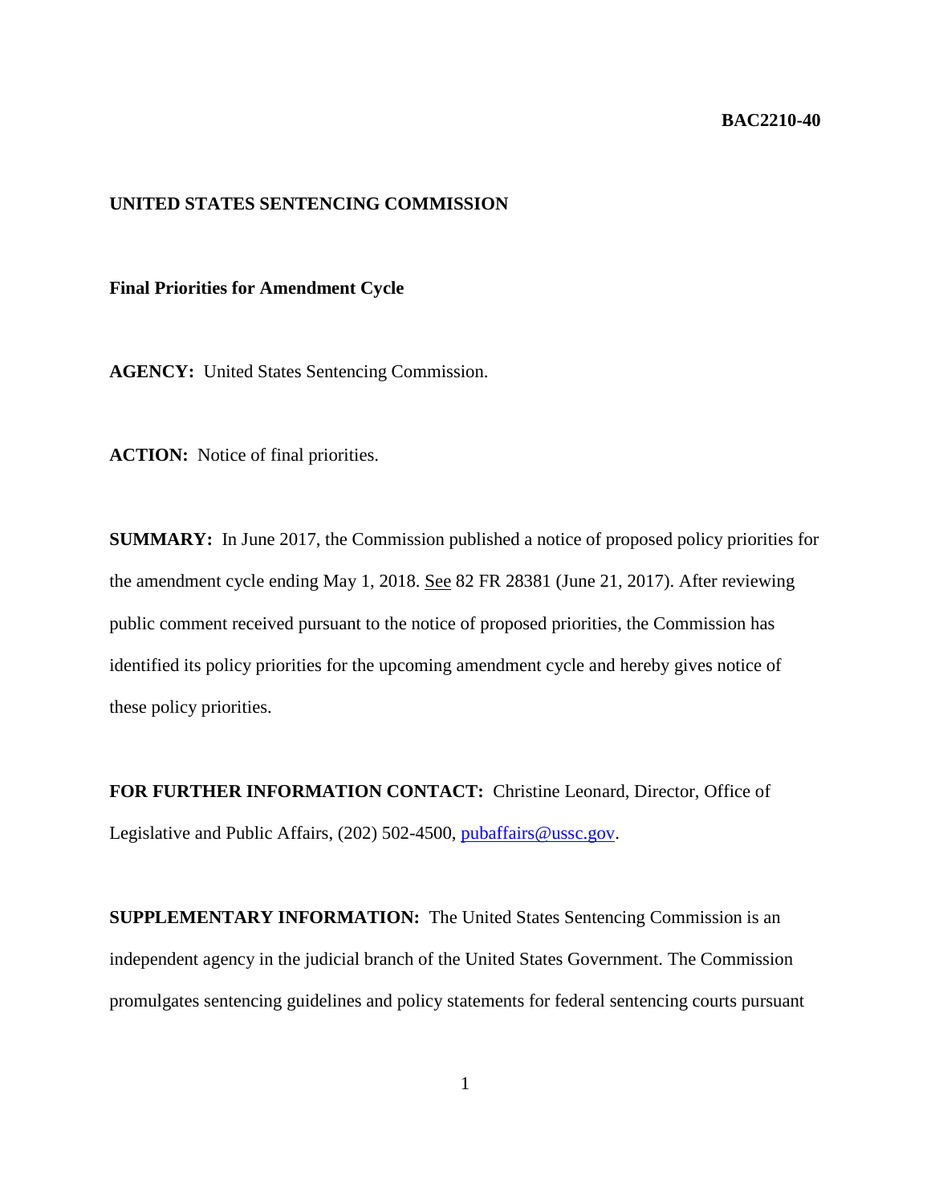**BAC2210-40**

**UNITED STATES SENTENCING COMMISSION**

**Final Priorities for Amendment Cycle**

**AGENCY:** United States Sentencing Commission.

**ACTION:** Notice of final priorities.

**SUMMARY:** In June 2017, the Commission published a notice of proposed policy priorities for the amendment cycle ending May 1, 2018. See 82 FR 28381 (June 21, 2017). After reviewing public comment received pursuant to the notice of proposed priorities, the Commission has identified its policy priorities for the upcoming amendment cycle and hereby gives notice of these policy priorities.

**FOR FURTHER INFORMATION CONTACT:** Christine Leonard, Director, Office of Legislative and Public Affairs, (202) 502-4500, pubaffairs@ussc.gov.

**SUPPLEMENTARY INFORMATION:** The United States Sentencing Commission is an independent agency in the judicial branch of the United States Government. The Commission promulgates sentencing guidelines and policy statements for federal sentencing courts pursuant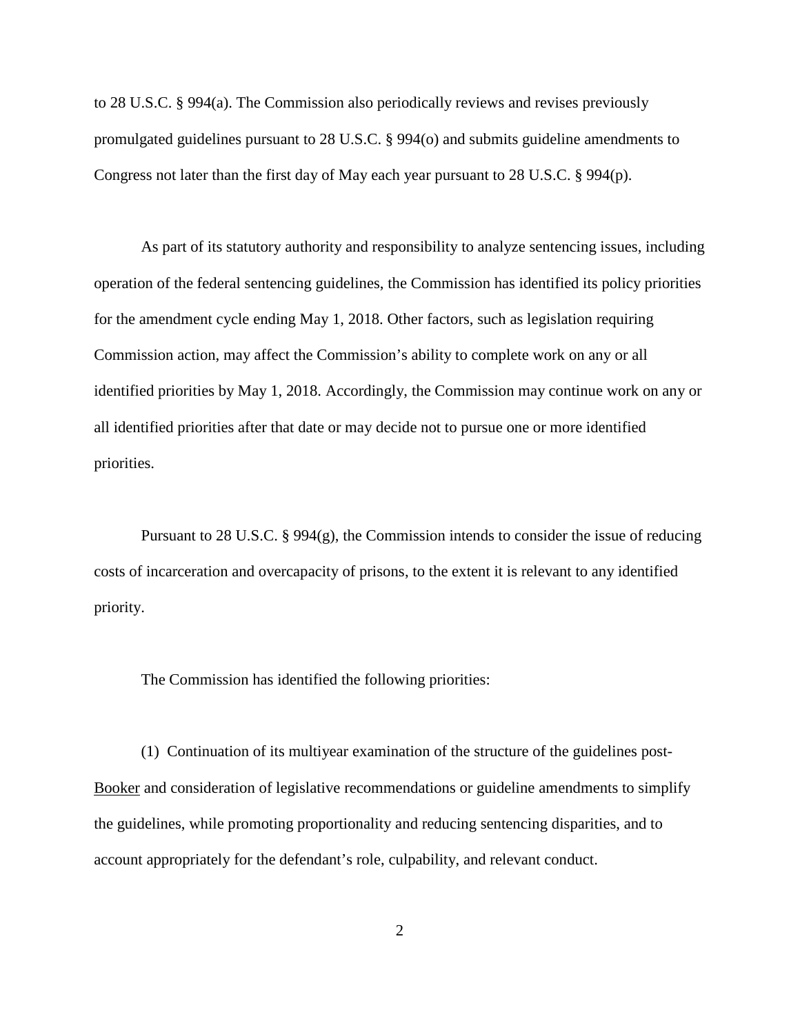to 28 U.S.C. § 994(a). The Commission also periodically reviews and revises previously promulgated guidelines pursuant to 28 U.S.C. § 994(o) and submits guideline amendments to Congress not later than the first day of May each year pursuant to 28 U.S.C. § 994(p).

As part of its statutory authority and responsibility to analyze sentencing issues, including operation of the federal sentencing guidelines, the Commission has identified its policy priorities for the amendment cycle ending May 1, 2018. Other factors, such as legislation requiring Commission action, may affect the Commission's ability to complete work on any or all identified priorities by May 1, 2018. Accordingly, the Commission may continue work on any or all identified priorities after that date or may decide not to pursue one or more identified priorities.

Pursuant to 28 U.S.C. § 994(g), the Commission intends to consider the issue of reducing costs of incarceration and overcapacity of prisons, to the extent it is relevant to any identified priority.

The Commission has identified the following priorities:

(1) Continuation of its multiyear examination of the structure of the guidelines post-Booker and consideration of legislative recommendations or guideline amendments to simplify the guidelines, while promoting proportionality and reducing sentencing disparities, and to account appropriately for the defendant's role, culpability, and relevant conduct.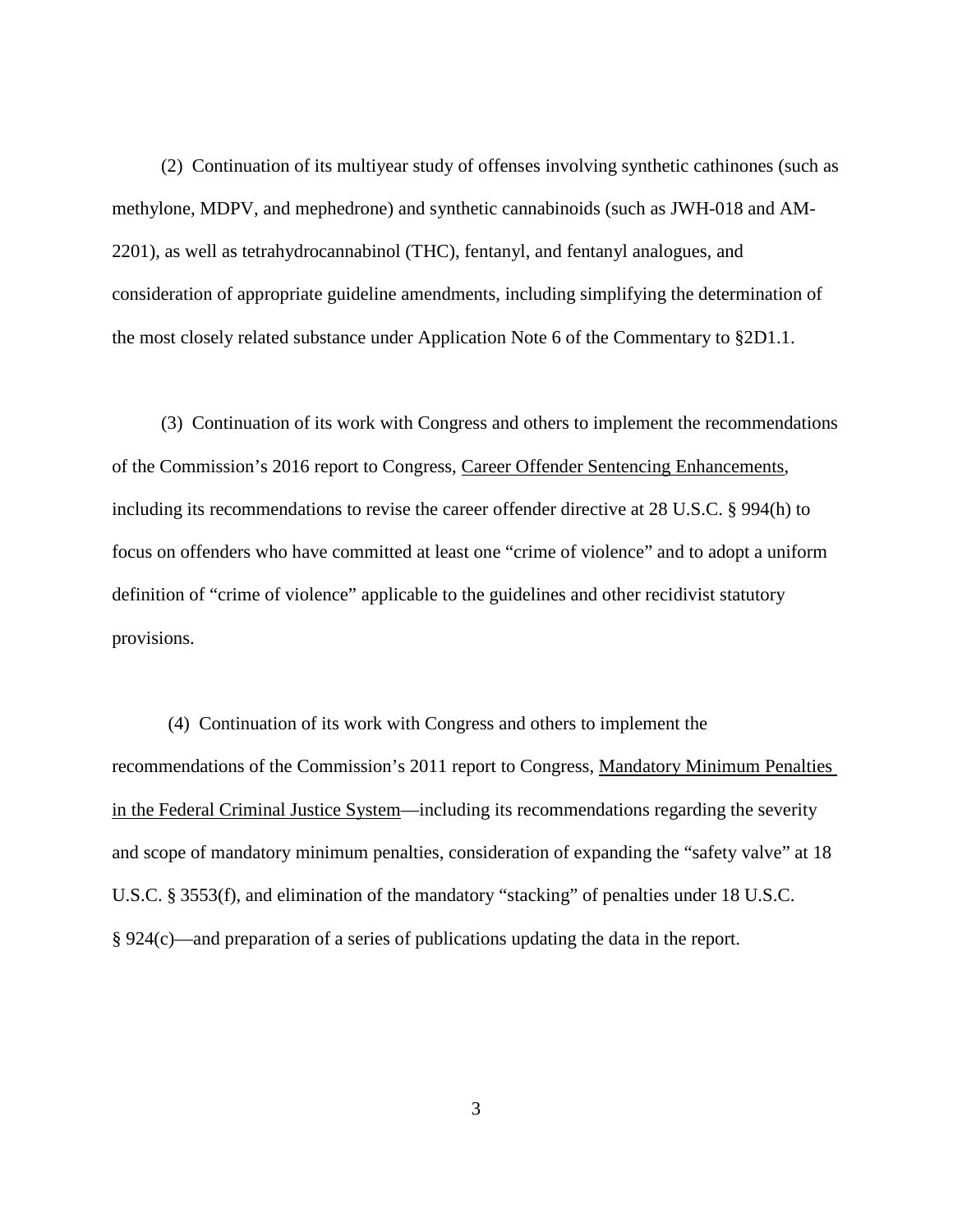(2) Continuation of its multiyear study of offenses involving synthetic cathinones (such as methylone, MDPV, and mephedrone) and synthetic cannabinoids (such as JWH-018 and AM-2201), as well as tetrahydrocannabinol (THC), fentanyl, and fentanyl analogues, and consideration of appropriate guideline amendments, including simplifying the determination of the most closely related substance under Application Note 6 of the Commentary to §2D1.1.

(3) Continuation of its work with Congress and others to implement the recommendations of the Commission's 2016 report to Congress, Career Offender Sentencing Enhancements, including its recommendations to revise the career offender directive at 28 U.S.C. § 994(h) to focus on offenders who have committed at least one "crime of violence" and to adopt a uniform definition of "crime of violence" applicable to the guidelines and other recidivist statutory provisions.

(4) Continuation of its work with Congress and others to implement the recommendations of the Commission's 2011 report to Congress, Mandatory Minimum Penalties in the Federal Criminal Justice System—including its recommendations regarding the severity and scope of mandatory minimum penalties, consideration of expanding the "safety valve" at 18 U.S.C. § 3553(f), and elimination of the mandatory "stacking" of penalties under 18 U.S.C. § 924(c)—and preparation of a series of publications updating the data in the report.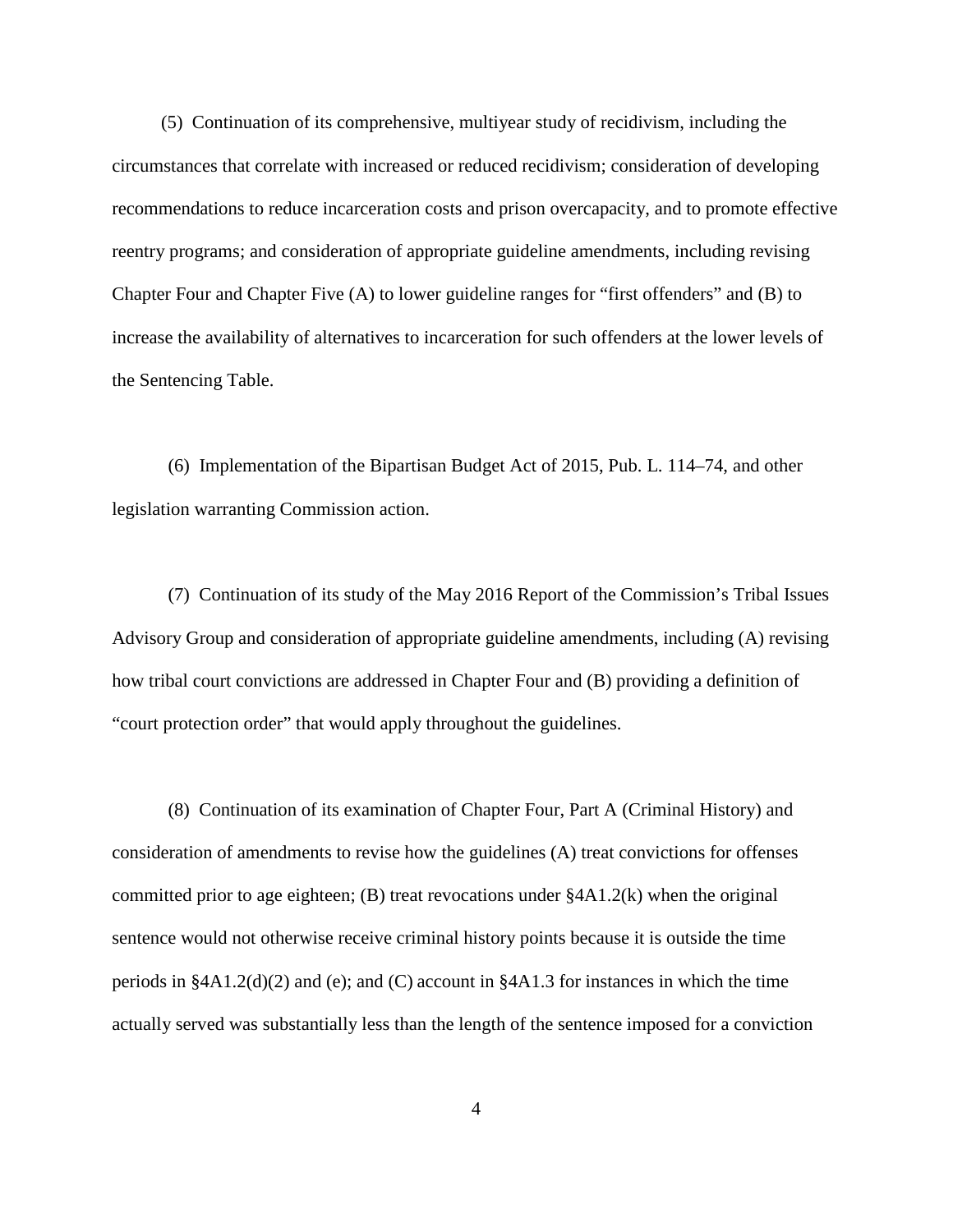(5) Continuation of its comprehensive, multiyear study of recidivism, including the circumstances that correlate with increased or reduced recidivism; consideration of developing recommendations to reduce incarceration costs and prison overcapacity, and to promote effective reentry programs; and consideration of appropriate guideline amendments, including revising Chapter Four and Chapter Five (A) to lower guideline ranges for "first offenders" and (B) to increase the availability of alternatives to incarceration for such offenders at the lower levels of the Sentencing Table.

(6) Implementation of the Bipartisan Budget Act of 2015, Pub. L. 114–74, and other legislation warranting Commission action.

(7) Continuation of its study of the May 2016 Report of the Commission's Tribal Issues Advisory Group and consideration of appropriate guideline amendments, including (A) revising how tribal court convictions are addressed in Chapter Four and (B) providing a definition of "court protection order" that would apply throughout the guidelines.

(8) Continuation of its examination of Chapter Four, Part A (Criminal History) and consideration of amendments to revise how the guidelines (A) treat convictions for offenses committed prior to age eighteen; (B) treat revocations under §4A1.2(k) when the original sentence would not otherwise receive criminal history points because it is outside the time periods in §4A1.2(d)(2) and (e); and (C) account in §4A1.3 for instances in which the time actually served was substantially less than the length of the sentence imposed for a conviction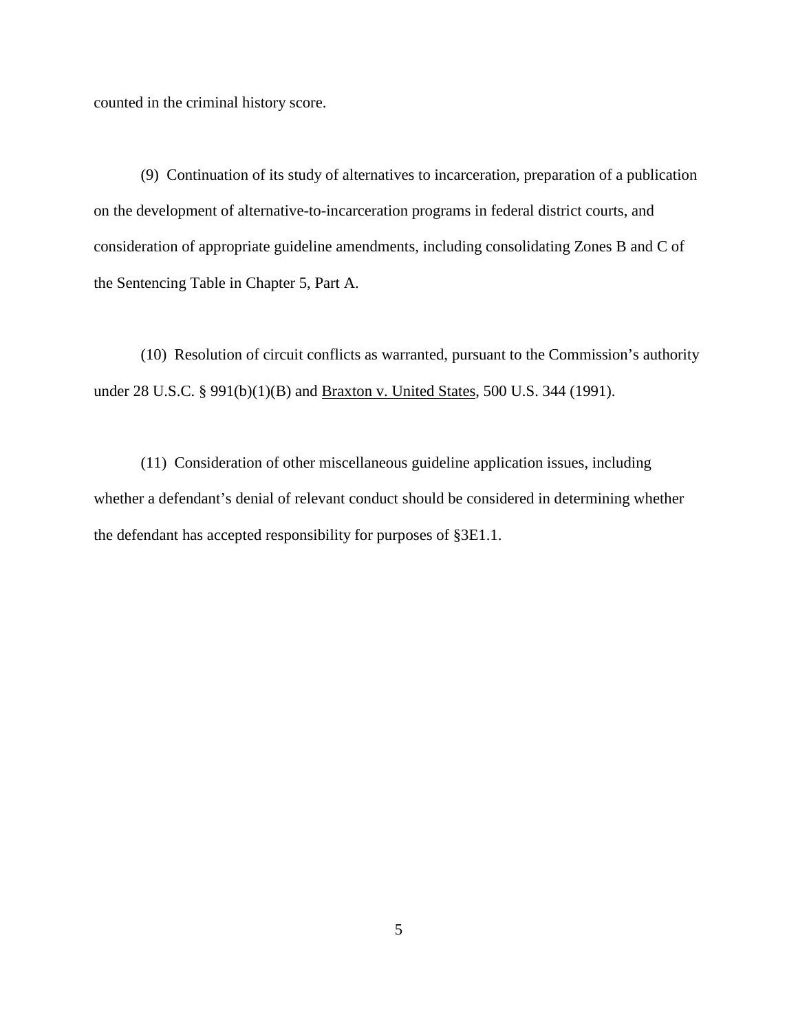counted in the criminal history score.

(9) Continuation of its study of alternatives to incarceration, preparation of a publication on the development of alternative-to-incarceration programs in federal district courts, and consideration of appropriate guideline amendments, including consolidating Zones B and C of the Sentencing Table in Chapter 5, Part A.

(10) Resolution of circuit conflicts as warranted, pursuant to the Commission's authority under 28 U.S.C. § 991(b)(1)(B) and Braxton v. United States, 500 U.S. 344 (1991).

(11) Consideration of other miscellaneous guideline application issues, including whether a defendant's denial of relevant conduct should be considered in determining whether the defendant has accepted responsibility for purposes of §3E1.1.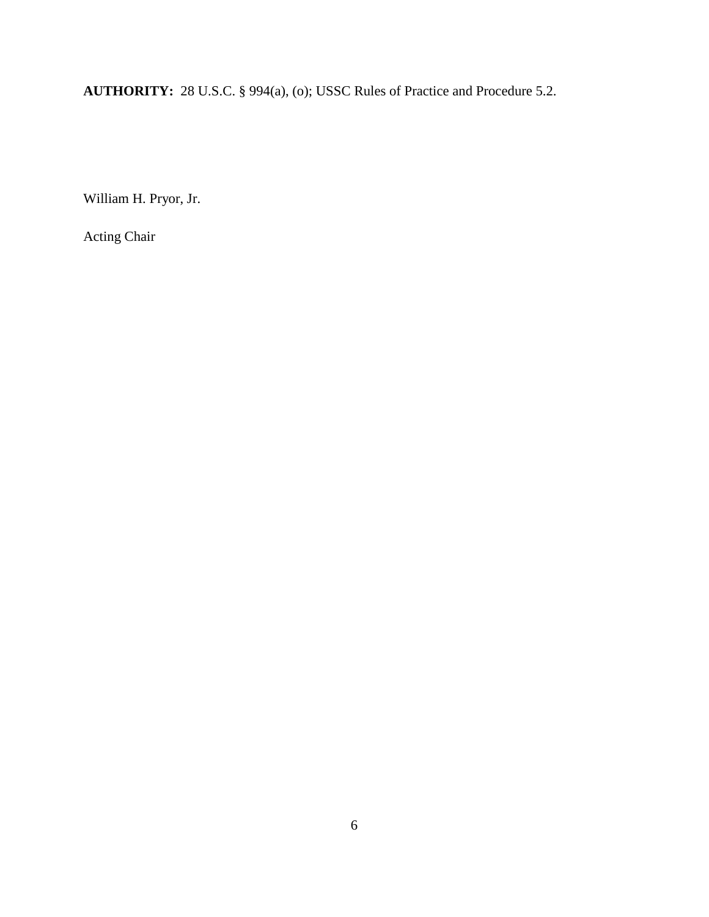**AUTHORITY:** 28 U.S.C. § 994(a), (o); USSC Rules of Practice and Procedure 5.2.

William H. Pryor, Jr.

Acting Chair